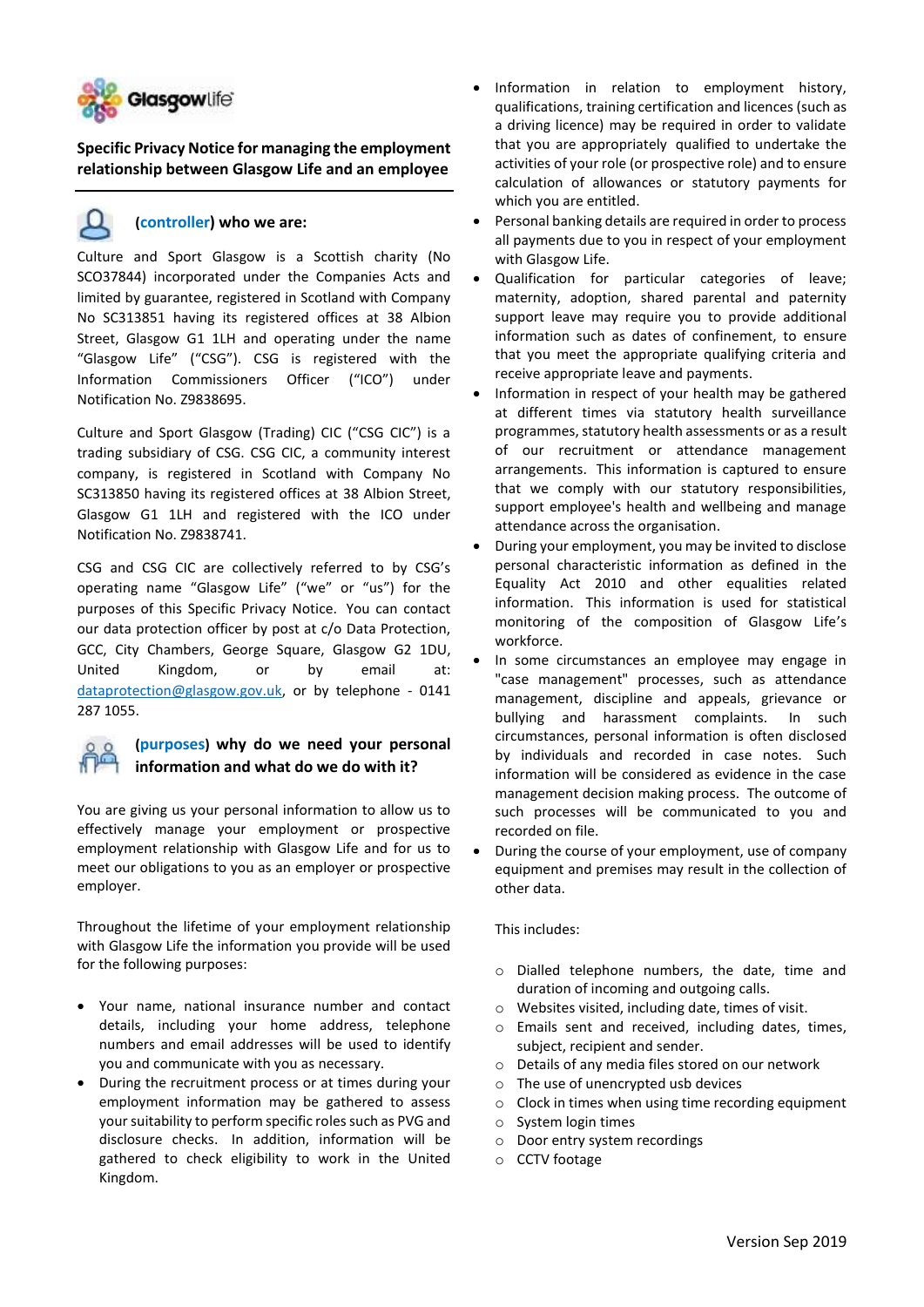# Specific Privacy Notice for managing the employment relationship between Glasgow Life and an employee

## (controller) who we are:

Culture and Sport Glasgow is a Scottish charity (No SCO37844) incorporated under the Companies Acts and limited by guarantee, registered in Scotland with Company No SC313851 having its registered offices at 38 Albion Street, Glasgow G1 1LH and operating under the name "Glasgow Life" ("CSG"). CSG is registered with the Information Commissioners Officer ("ICO") under Notification No. Z9838695.

Culture and Sport Glasgow (Trading) CIC ("CSG CIC") is a trading subsidiary of CSG. CSG CIC, a community interest company, is registered in Scotland with Company No SC313850 having its registered offices at 38 Albion Street, Glasgow G1 1LH and registered with the ICO under Notification No. Z9838741.

CSG and CSG CIC are collectively referred to by CSG's operating name "Glasgow Life" ("we" or "us") for the purposes of this Specific Privacy Notice. You can contact our data protection officer by post at c/o Data Protection, GCC, City Chambers, George Square, Glasgow G2 1DU, United Kingdom, or by email at: dataprotection@glasgow.gov.uk, or by telephone - 0141 287 1055.

## (purposes) why do we need your personal information and what do we do with it?

You are giving us your personal information to allow us to effectively manage your employment or prospective employment relationship with Glasgow Life and for us to meet our obligations to you as an employer or prospective employer.

Throughout the lifetime of your employment relationship with Glasgow Life the information you provide will be used for the following purposes:

- Your name, national insurance number and contact details, including your home address, telephone numbers and email addresses will be used to identify you and communicate with you as necessary.
- During the recruitment process or at times during your employment information may be gathered to assess your suitability to perform specific roles such as PVG and disclosure checks. In addition, information will be gathered to check eligibility to work in the United Kingdom.
- Information in relation to employment history, qualifications, training certification and licences (such as a driving licence) may be required in order to validate that you are appropriately qualified to undertake the activities of your role (or prospective role) and to ensure calculation of allowances or statutory payments for which you are entitled.
- Personal banking details are required in order to process all payments due to you in respect of your employment with Glasgow Life.
- Qualification for particular categories of leave; maternity, adoption, shared parental and paternity support leave may require you to provide additional information such as dates of confinement, to ensure that you meet the appropriate qualifying criteria and receive appropriate leave and payments.
- Information in respect of your health may be gathered at different times via statutory health surveillance programmes, statutory health assessments or as a result of our recruitment or attendance management arrangements. This information is captured to ensure that we comply with our statutory responsibilities, support employee's health and wellbeing and manage attendance across the organisation.
- During your employment, you may be invited to disclose personal characteristic information as defined in the Equality Act 2010 and other equalities related information. This information is used for statistical monitoring of the composition of Glasgow Life's workforce.
- In some circumstances an employee may engage in "case management" processes, such as attendance management, discipline and appeals, grievance or bullying and harassment complaints. In such circumstances, personal information is often disclosed by individuals and recorded in case notes. Such information will be considered as evidence in the case management decision making process. The outcome of such processes will be communicated to you and recorded on file.
- During the course of your employment, use of company equipment and premises may result in the collection of other data.

  This includes:

  - Dialled telephone numbers, the date, time and duration of incoming and outgoing calls.
  - Websites visited, including date, times of visit.
  - Emails sent and received, including dates, times, subject, recipient and sender.
  - Details of any media files stored on our network
  - The use of unencrypted usb devices
  - Clock in times when using time recording equipment
  - System login times
  - Door entry system recordings
  - CCTV footage

Version Sep 2019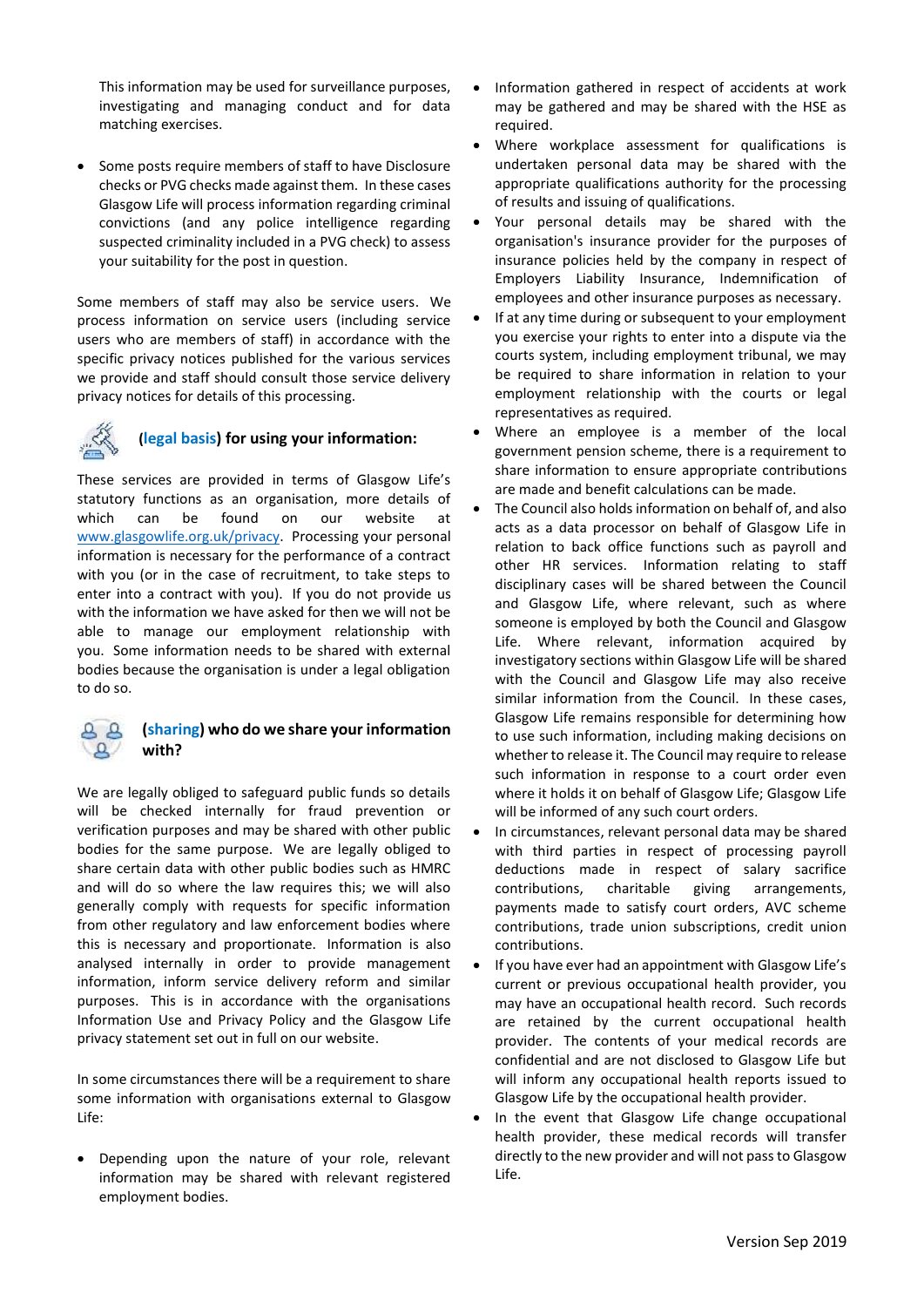This information may be used for surveillance purposes, investigating and managing conduct and for data matching exercises.

- Some posts require members of staff to have Disclosure checks or PVG checks made against them. In these cases Glasgow Life will process information regarding criminal convictions (and any police intelligence regarding suspected criminality included in a PVG check) to assess your suitability for the post in question.

Some members of staff may also be service users. We process information on service users (including service users who are members of staff) in accordance with the specific privacy notices published for the various services we provide and staff should consult those service delivery privacy notices for details of this processing.

### (legal basis) for using your information:

These services are provided in terms of Glasgow Life's statutory functions as an organisation, more details of which can be found on our website at www.glasgowlife.org.uk/privacy. Processing your personal information is necessary for the performance of a contract with you (or in the case of recruitment, to take steps to enter into a contract with you). If you do not provide us with the information we have asked for then we will not be able to manage our employment relationship with you. Some information needs to be shared with external bodies because the organisation is under a legal obligation to do so.

### (sharing) who do we share your information with?

We are legally obliged to safeguard public funds so details will be checked internally for fraud prevention or verification purposes and may be shared with other public bodies for the same purpose. We are legally obliged to share certain data with other public bodies such as HMRC and will do so where the law requires this; we will also generally comply with requests for specific information from other regulatory and law enforcement bodies where this is necessary and proportionate. Information is also analysed internally in order to provide management information, inform service delivery reform and similar purposes. This is in accordance with the organisations Information Use and Privacy Policy and the Glasgow Life privacy statement set out in full on our website.

In some circumstances there will be a requirement to share some information with organisations external to Glasgow Life:

- Depending upon the nature of your role, relevant information may be shared with relevant registered employment bodies.
- Information gathered in respect of accidents at work may be gathered and may be shared with the HSE as required.
- Where workplace assessment for qualifications is undertaken personal data may be shared with the appropriate qualifications authority for the processing of results and issuing of qualifications.
- Your personal details may be shared with the organisation's insurance provider for the purposes of insurance policies held by the company in respect of Employers Liability Insurance, Indemnification of employees and other insurance purposes as necessary.
- If at any time during or subsequent to your employment you exercise your rights to enter into a dispute via the courts system, including employment tribunal, we may be required to share information in relation to your employment relationship with the courts or legal representatives as required.
- Where an employee is a member of the local government pension scheme, there is a requirement to share information to ensure appropriate contributions are made and benefit calculations can be made.
- The Council also holds information on behalf of, and also acts as a data processor on behalf of Glasgow Life in relation to back office functions such as payroll and other HR services. Information relating to staff disciplinary cases will be shared between the Council and Glasgow Life, where relevant, such as where someone is employed by both the Council and Glasgow Life. Where relevant, information acquired by investigatory sections within Glasgow Life will be shared with the Council and Glasgow Life may also receive similar information from the Council. In these cases, Glasgow Life remains responsible for determining how to use such information, including making decisions on whether to release it. The Council may require to release such information in response to a court order even where it holds it on behalf of Glasgow Life; Glasgow Life will be informed of any such court orders.
- In circumstances, relevant personal data may be shared with third parties in respect of processing payroll deductions made in respect of salary sacrifice contributions, charitable giving arrangements, payments made to satisfy court orders, AVC scheme contributions, trade union subscriptions, credit union contributions.
- If you have ever had an appointment with Glasgow Life's current or previous occupational health provider, you may have an occupational health record. Such records are retained by the current occupational health provider. The contents of your medical records are confidential and are not disclosed to Glasgow Life but will inform any occupational health reports issued to Glasgow Life by the occupational health provider.
- In the event that Glasgow Life change occupational health provider, these medical records will transfer directly to the new provider and will not pass to Glasgow Life.

Version Sep 2019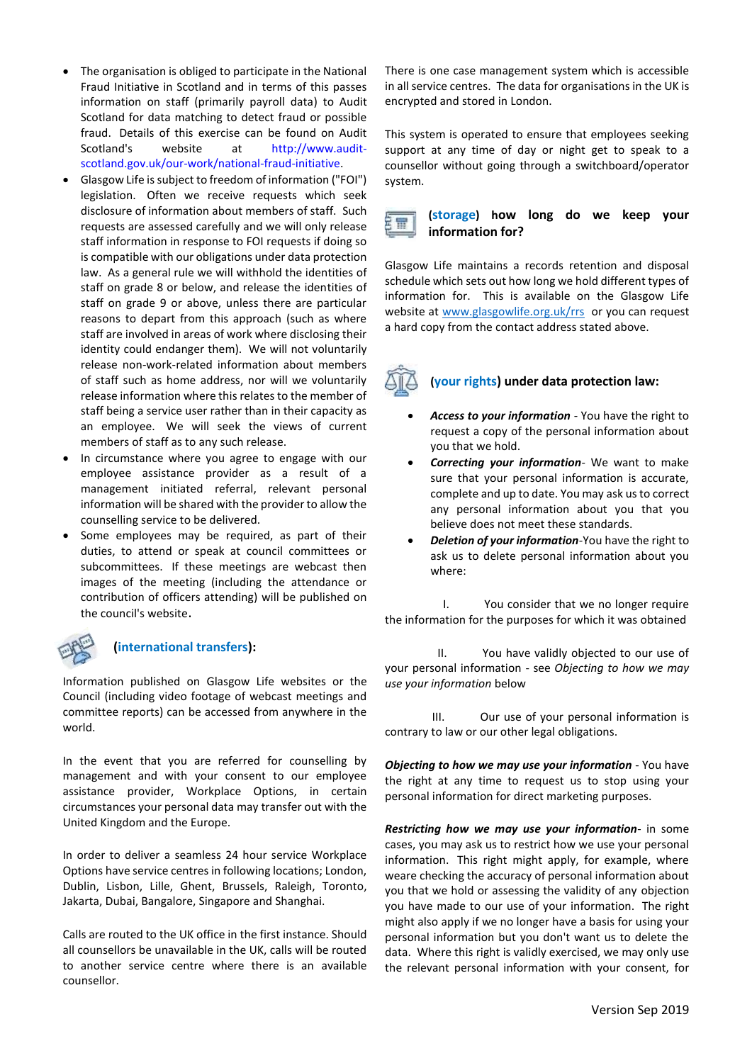- The organisation is obliged to participate in the National Fraud Initiative in Scotland and in terms of this passes information on staff (primarily payroll data) to Audit Scotland for data matching to detect fraud or possible fraud. Details of this exercise can be found on Audit Scotland's website at http://www.audit-scotland.gov.uk/our-work/national-fraud-initiative.
- Glasgow Life is subject to freedom of information ("FOI") legislation. Often we receive requests which seek disclosure of information about members of staff. Such requests are assessed carefully and we will only release staff information in response to FOI requests if doing so is compatible with our obligations under data protection law. As a general rule we will withhold the identities of staff on grade 8 or below, and release the identities of staff on grade 9 or above, unless there are particular reasons to depart from this approach (such as where staff are involved in areas of work where disclosing their identity could endanger them). We will not voluntarily release non-work-related information about members of staff such as home address, nor will we voluntarily release information where this relates to the member of staff being a service user rather than in their capacity as an employee. We will seek the views of current members of staff as to any such release.
- In circumstance where you agree to engage with our employee assistance provider as a result of a management initiated referral, relevant personal information will be shared with the provider to allow the counselling service to be delivered.
- Some employees may be required, as part of their duties, to attend or speak at council committees or subcommittees. If these meetings are webcast then images of the meeting (including the attendance or contribution of officers attending) will be published on the council's website.

### (international transfers):

Information published on Glasgow Life websites or the Council (including video footage of webcast meetings and committee reports) can be accessed from anywhere in the world.

In the event that you are referred for counselling by management and with your consent to our employee assistance provider, Workplace Options, in certain circumstances your personal data may transfer out with the United Kingdom and the Europe.

In order to deliver a seamless 24 hour service Workplace Options have service centres in following locations; London, Dublin, Lisbon, Lille, Ghent, Brussels, Raleigh, Toronto, Jakarta, Dubai, Bangalore, Singapore and Shanghai.

Calls are routed to the UK office in the first instance. Should all counsellors be unavailable in the UK, calls will be routed to another service centre where there is an available counsellor.

There is one case management system which is accessible in all service centres. The data for organisations in the UK is encrypted and stored in London.

This system is operated to ensure that employees seeking support at any time of day or night get to speak to a counsellor without going through a switchboard/operator system.

### (storage) how long do we keep your information for?

Glasgow Life maintains a records retention and disposal schedule which sets out how long we hold different types of information for. This is available on the Glasgow Life website at www.glasgowlife.org.uk/rrs or you can request a hard copy from the contact address stated above.

### (your rights) under data protection law:

- ***Access to your information*** - You have the right to request a copy of the personal information about you that we hold.
- ***Correcting your information***- We want to make sure that your personal information is accurate, complete and up to date. You may ask us to correct any personal information about you that you believe does not meet these standards.
- ***Deletion of your information***-You have the right to ask us to delete personal information about you where:

I. You consider that we no longer require the information for the purposes for which it was obtained

II. You have validly objected to our use of your personal information - see *Objecting to how we may use your information* below

III. Our use of your personal information is contrary to law or our other legal obligations.

***Objecting to how we may use your information*** - You have the right at any time to request us to stop using your personal information for direct marketing purposes.

***Restricting how we may use your information***- in some cases, you may ask us to restrict how we use your personal information. This right might apply, for example, where weare checking the accuracy of personal information about you that we hold or assessing the validity of any objection you have made to our use of your information. The right might also apply if we no longer have a basis for using your personal information but you don't want us to delete the data. Where this right is validly exercised, we may only use the relevant personal information with your consent, for

Version Sep 2019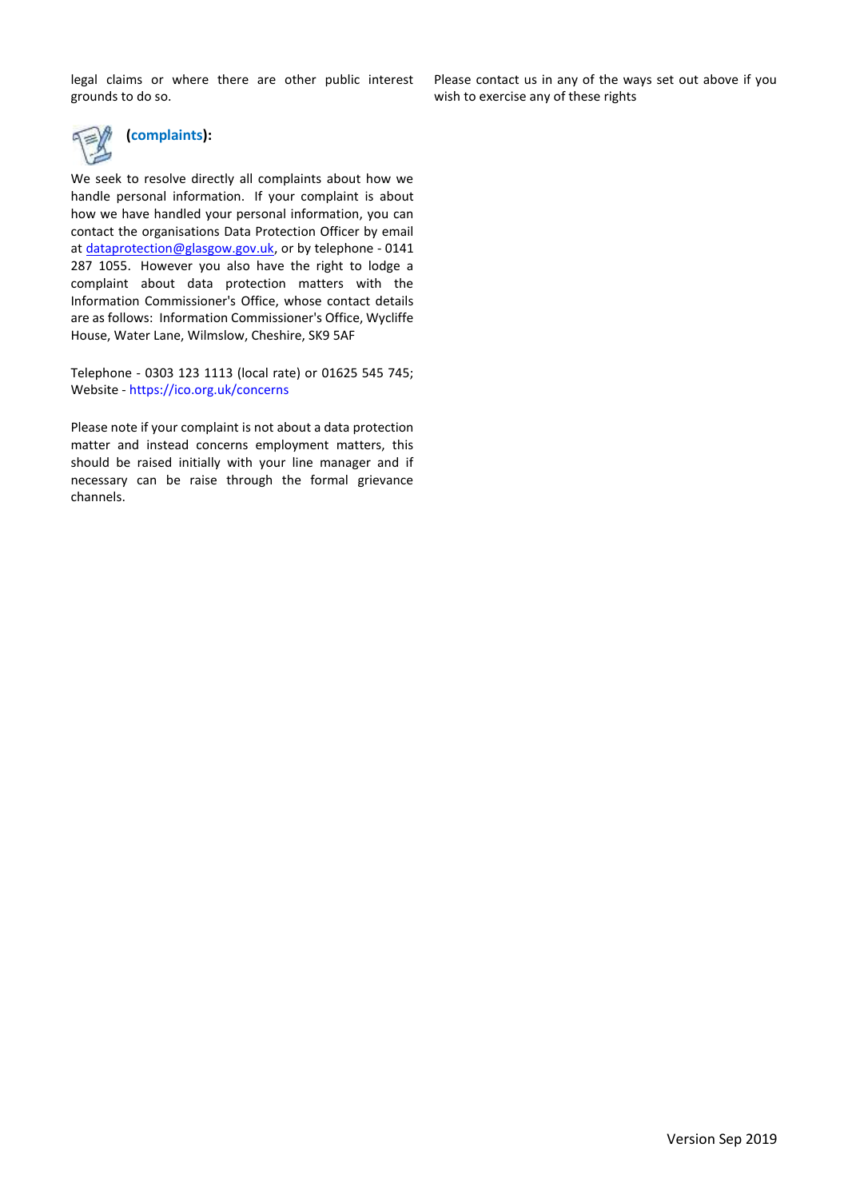legal claims or where there are other public interest grounds to do so.

### (complaints):

We seek to resolve directly all complaints about how we handle personal information. If your complaint is about how we have handled your personal information, you can contact the organisations Data Protection Officer by email at dataprotection@glasgow.gov.uk, or by telephone - 0141 287 1055. However you also have the right to lodge a complaint about data protection matters with the Information Commissioner's Office, whose contact details are as follows: Information Commissioner's Office, Wycliffe House, Water Lane, Wilmslow, Cheshire, SK9 5AF

Telephone - 0303 123 1113 (local rate) or 01625 545 745; Website - https://ico.org.uk/concerns

Please note if your complaint is not about a data protection matter and instead concerns employment matters, this should be raised initially with your line manager and if necessary can be raise through the formal grievance channels.

Please contact us in any of the ways set out above if you wish to exercise any of these rights

Version Sep 2019